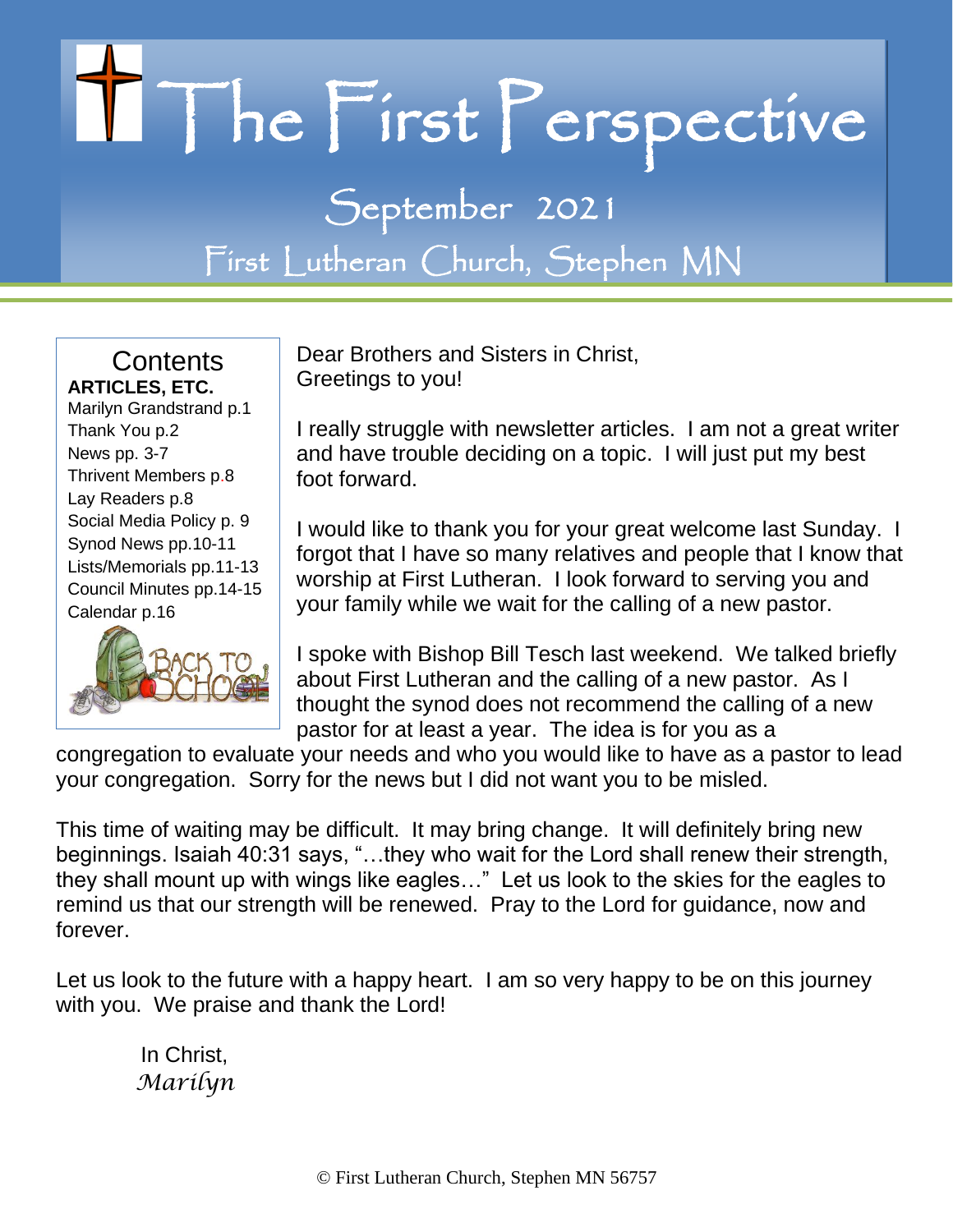# The First Perspective

## September 2021

### First Lutheran Church, Stephen MN

**Contents**

**ARTICLES, ETC.**

- Marilyn Grandstrand p.1
- Thank You p.2
- News pp. 3-7
- Thrivent Members p.8
- Lay Readers p.8
- Social Media Policy p. 9
- Synod News pp.10-11
- Lists/Memorials pp.11-13
- Council Minutes pp.14-15
- Calendar p.16

Dear Brothers and Sisters in Christ,
Greetings to you!

I really struggle with newsletter articles. I am not a great writer and have trouble deciding on a topic. I will just put my best foot forward.

I would like to thank you for your great welcome last Sunday. I forgot that I have so many relatives and people that I know that worship at First Lutheran. I look forward to serving you and your family while we wait for the calling of a new pastor.

I spoke with Bishop Bill Tesch last weekend. We talked briefly about First Lutheran and the calling of a new pastor. As I thought the synod does not recommend the calling of a new pastor for at least a year. The idea is for you as a congregation to evaluate your needs and who you would like to have as a pastor to lead your congregation. Sorry for the news but I did not want you to be misled.

This time of waiting may be difficult. It may bring change. It will definitely bring new beginnings. Isaiah 40:31 says, "…they who wait for the Lord shall renew their strength, they shall mount up with wings like eagles…" Let us look to the skies for the eagles to remind us that our strength will be renewed. Pray to the Lord for guidance, now and forever.

Let us look to the future with a happy heart. I am so very happy to be on this journey with you. We praise and thank the Lord!

In Christ,
*Marilyn*

© First Lutheran Church, Stephen MN 56757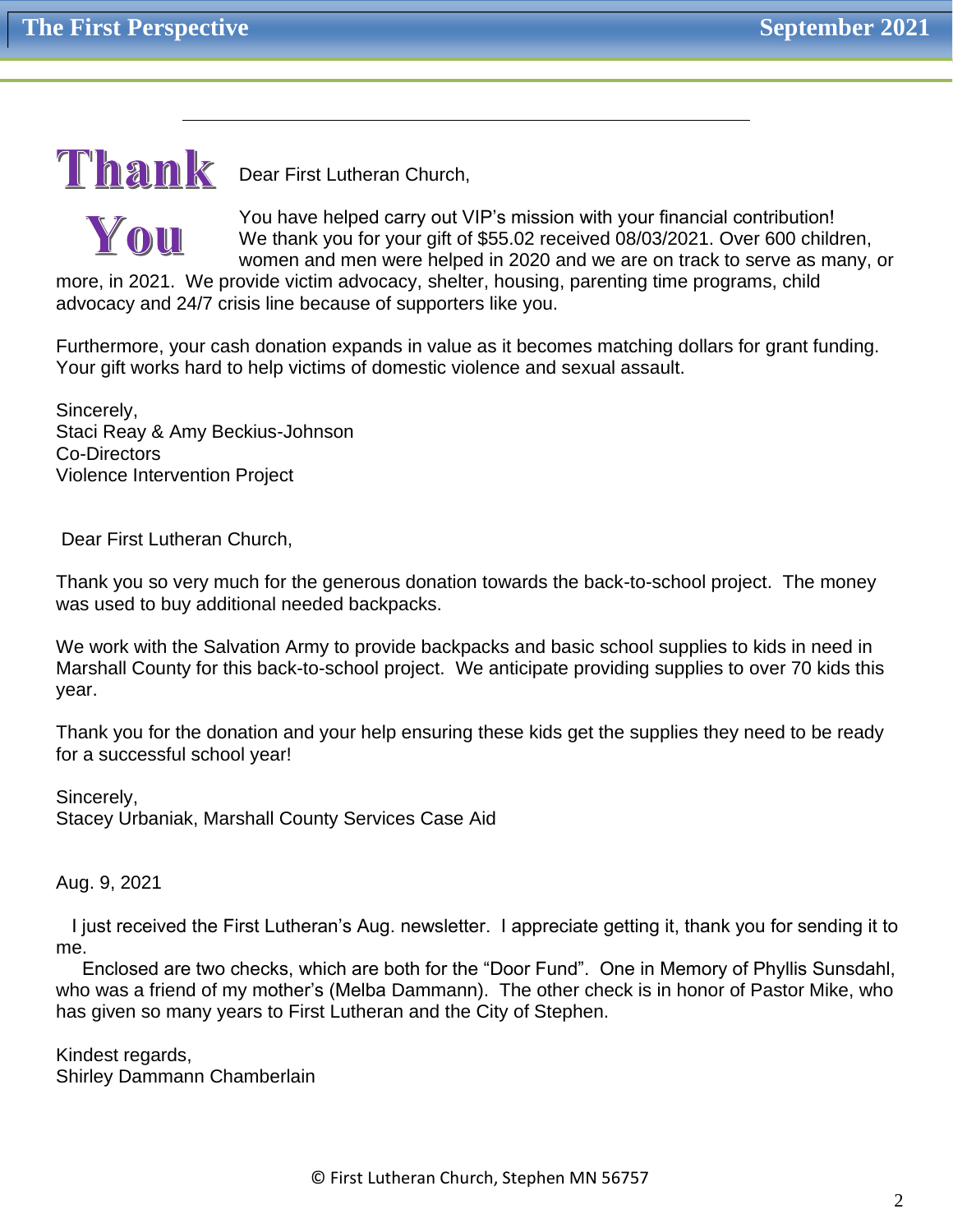# Thank You

Dear First Lutheran Church,

You have helped carry out VIP's mission with your financial contribution! We thank you for your gift of $55.02 received 08/03/2021. Over 600 children, women and men were helped in 2020 and we are on track to serve as many, or more, in 2021. We provide victim advocacy, shelter, housing, parenting time programs, child advocacy and 24/7 crisis line because of supporters like you.

Furthermore, your cash donation expands in value as it becomes matching dollars for grant funding. Your gift works hard to help victims of domestic violence and sexual assault.

Sincerely,
Staci Reay & Amy Beckius-Johnson
Co-Directors
Violence Intervention Project

Dear First Lutheran Church,

Thank you so very much for the generous donation towards the back-to-school project. The money was used to buy additional needed backpacks.

We work with the Salvation Army to provide backpacks and basic school supplies to kids in need in Marshall County for this back-to-school project. We anticipate providing supplies to over 70 kids this year.

Thank you for the donation and your help ensuring these kids get the supplies they need to be ready for a successful school year!

Sincerely,
Stacey Urbaniak, Marshall County Services Case Aid

Aug. 9, 2021

I just received the First Lutheran's Aug. newsletter. I appreciate getting it, thank you for sending it to me.

Enclosed are two checks, which are both for the "Door Fund". One in Memory of Phyllis Sunsdahl, who was a friend of my mother's (Melba Dammann). The other check is in honor of Pastor Mike, who has given so many years to First Lutheran and the City of Stephen.

Kindest regards,
Shirley Dammann Chamberlain

© First Lutheran Church, Stephen MN 56757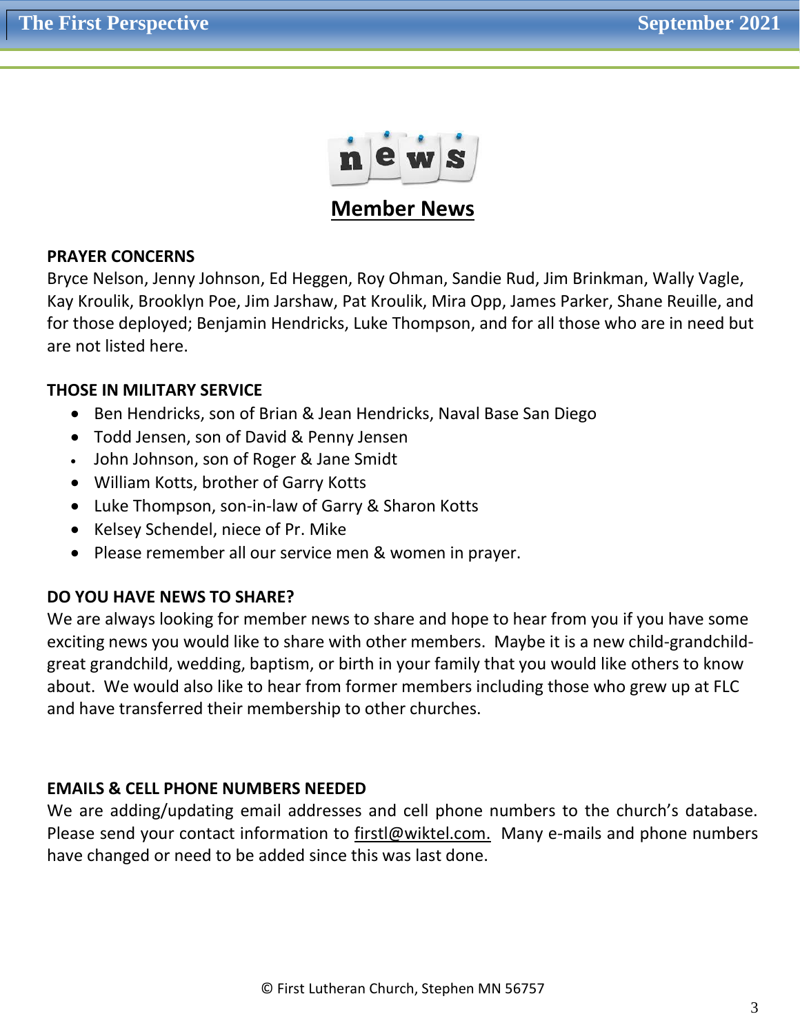# Member News

**PRAYER CONCERNS**

Bryce Nelson, Jenny Johnson, Ed Heggen, Roy Ohman, Sandie Rud, Jim Brinkman, Wally Vagle, Kay Kroulik, Brooklyn Poe, Jim Jarshaw, Pat Kroulik, Mira Opp, James Parker, Shane Reuille, and for those deployed; Benjamin Hendricks, Luke Thompson, and for all those who are in need but are not listed here.

**THOSE IN MILITARY SERVICE**

- Ben Hendricks, son of Brian & Jean Hendricks, Naval Base San Diego
- Todd Jensen, son of David & Penny Jensen
- John Johnson, son of Roger & Jane Smidt
- William Kotts, brother of Garry Kotts
- Luke Thompson, son-in-law of Garry & Sharon Kotts
- Kelsey Schendel, niece of Pr. Mike
- Please remember all our service men & women in prayer.

**DO YOU HAVE NEWS TO SHARE?**

We are always looking for member news to share and hope to hear from you if you have some exciting news you would like to share with other members. Maybe it is a new child-grandchild-great grandchild, wedding, baptism, or birth in your family that you would like others to know about. We would also like to hear from former members including those who grew up at FLC and have transferred their membership to other churches.

**EMAILS & CELL PHONE NUMBERS NEEDED**

We are adding/updating email addresses and cell phone numbers to the church's database. Please send your contact information to firstl@wiktel.com. Many e-mails and phone numbers have changed or need to be added since this was last done.

© First Lutheran Church, Stephen MN 56757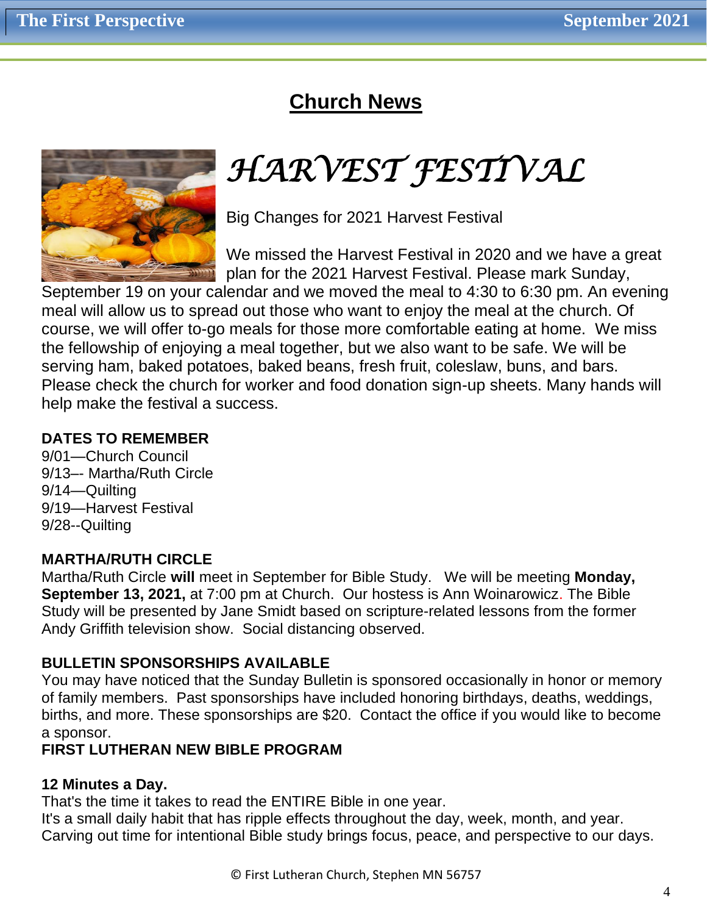## Church News

# HARVEST FESTIVAL

Big Changes for 2021 Harvest Festival

We missed the Harvest Festival in 2020 and we have a great plan for the 2021 Harvest Festival. Please mark Sunday, September 19 on your calendar and we moved the meal to 4:30 to 6:30 pm. An evening meal will allow us to spread out those who want to enjoy the meal at the church. Of course, we will offer to-go meals for those more comfortable eating at home. We miss the fellowship of enjoying a meal together, but we also want to be safe. We will be serving ham, baked potatoes, baked beans, fresh fruit, coleslaw, buns, and bars. Please check the church for worker and food donation sign-up sheets. Many hands will help make the festival a success.

**DATES TO REMEMBER**

9/01—Church Council
9/13–- Martha/Ruth Circle
9/14—Quilting
9/19—Harvest Festival
9/28--Quilting

**MARTHA/RUTH CIRCLE**

Martha/Ruth Circle **will** meet in September for Bible Study. We will be meeting **Monday, September 13, 2021,** at 7:00 pm at Church. Our hostess is Ann Woinarowicz. The Bible Study will be presented by Jane Smidt based on scripture-related lessons from the former Andy Griffith television show. Social distancing observed.

**BULLETIN SPONSORSHIPS AVAILABLE**

You may have noticed that the Sunday Bulletin is sponsored occasionally in honor or memory of family members. Past sponsorships have included honoring birthdays, deaths, weddings, births, and more. These sponsorships are $20. Contact the office if you would like to become a sponsor.

**FIRST LUTHERAN NEW BIBLE PROGRAM**

**12 Minutes a Day.**

That's the time it takes to read the ENTIRE Bible in one year.
It's a small daily habit that has ripple effects throughout the day, week, month, and year.
Carving out time for intentional Bible study brings focus, peace, and perspective to our days.

© First Lutheran Church, Stephen MN 56757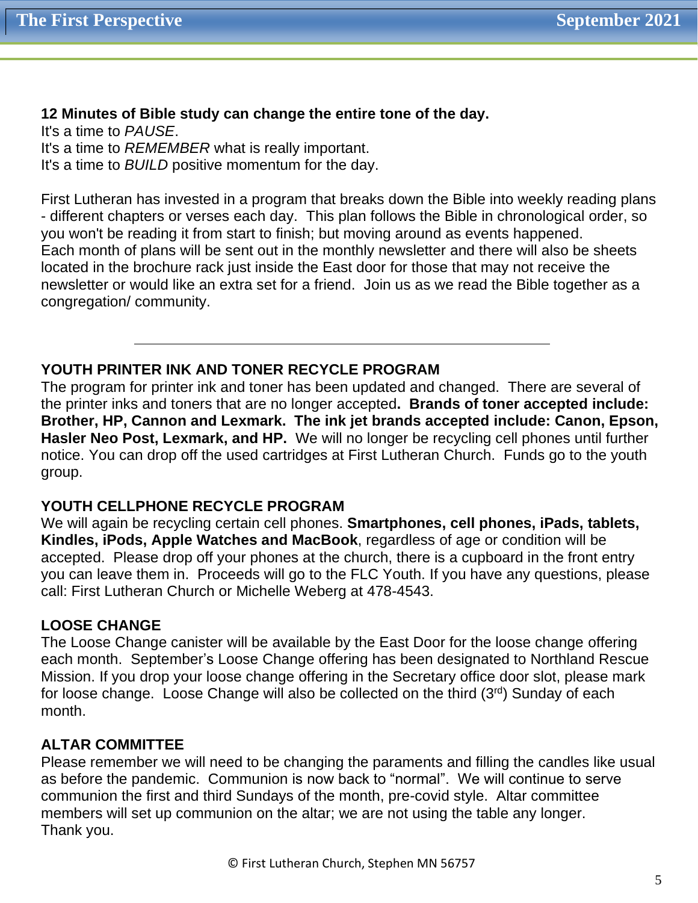**12 Minutes of Bible study can change the entire tone of the day.**
It's a time to *PAUSE*.
It's a time to *REMEMBER* what is really important.
It's a time to *BUILD* positive momentum for the day.

First Lutheran has invested in a program that breaks down the Bible into weekly reading plans - different chapters or verses each day. This plan follows the Bible in chronological order, so you won't be reading it from start to finish; but moving around as events happened.
Each month of plans will be sent out in the monthly newsletter and there will also be sheets located in the brochure rack just inside the East door for those that may not receive the newsletter or would like an extra set for a friend. Join us as we read the Bible together as a congregation/ community.

---

**YOUTH PRINTER INK AND TONER RECYCLE PROGRAM**
The program for printer ink and toner has been updated and changed. There are several of the printer inks and toners that are no longer accepted**. Brands of toner accepted include: Brother, HP, Cannon and Lexmark. The ink jet brands accepted include: Canon, Epson, Hasler Neo Post, Lexmark, and HP.** We will no longer be recycling cell phones until further notice. You can drop off the used cartridges at First Lutheran Church. Funds go to the youth group.

**YOUTH CELLPHONE RECYCLE PROGRAM**
We will again be recycling certain cell phones. **Smartphones, cell phones, iPads, tablets, Kindles, iPods, Apple Watches and MacBook**, regardless of age or condition will be accepted. Please drop off your phones at the church, there is a cupboard in the front entry you can leave them in. Proceeds will go to the FLC Youth. If you have any questions, please call: First Lutheran Church or Michelle Weberg at 478-4543.

**LOOSE CHANGE**
The Loose Change canister will be available by the East Door for the loose change offering each month. September's Loose Change offering has been designated to Northland Rescue Mission. If you drop your loose change offering in the Secretary office door slot, please mark for loose change. Loose Change will also be collected on the third (3rd) Sunday of each month.

**ALTAR COMMITTEE**
Please remember we will need to be changing the paraments and filling the candles like usual as before the pandemic. Communion is now back to "normal". We will continue to serve communion the first and third Sundays of the month, pre-covid style. Altar committee members will set up communion on the altar; we are not using the table any longer.
Thank you.

© First Lutheran Church, Stephen MN 56757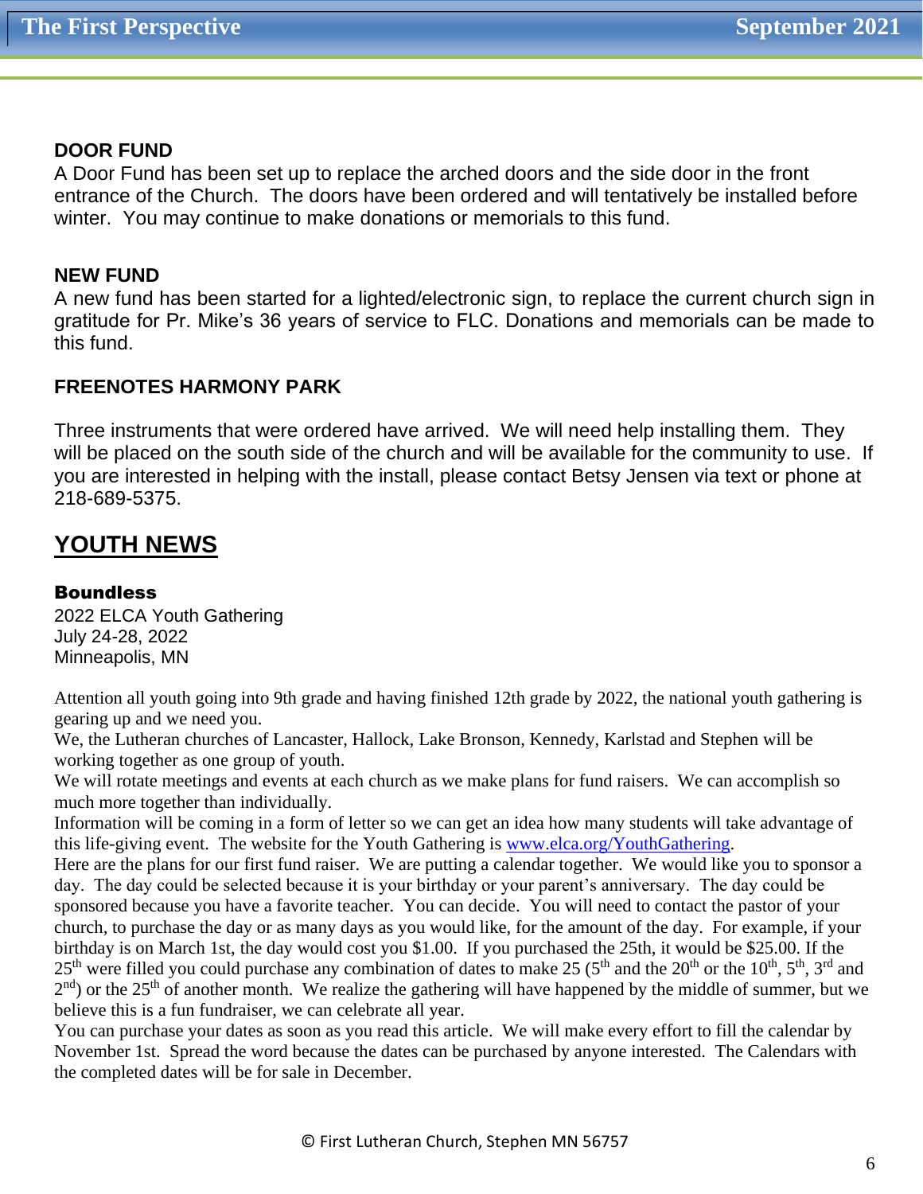**DOOR FUND**

A Door Fund has been set up to replace the arched doors and the side door in the front entrance of the Church. The doors have been ordered and will tentatively be installed before winter. You may continue to make donations or memorials to this fund.

**NEW FUND**

A new fund has been started for a lighted/electronic sign, to replace the current church sign in gratitude for Pr. Mike's 36 years of service to FLC. Donations and memorials can be made to this fund.

**FREENOTES HARMONY PARK**

Three instruments that were ordered have arrived. We will need help installing them. They will be placed on the south side of the church and will be available for the community to use. If you are interested in helping with the install, please contact Betsy Jensen via text or phone at 218-689-5375.

## YOUTH NEWS

**Boundless**

2022 ELCA Youth Gathering
July 24-28, 2022
Minneapolis, MN

Attention all youth going into 9th grade and having finished 12th grade by 2022, the national youth gathering is gearing up and we need you.

We, the Lutheran churches of Lancaster, Hallock, Lake Bronson, Kennedy, Karlstad and Stephen will be working together as one group of youth.

We will rotate meetings and events at each church as we make plans for fund raisers. We can accomplish so much more together than individually.

Information will be coming in a form of letter so we can get an idea how many students will take advantage of this life-giving event. The website for the Youth Gathering is [www.elca.org/YouthGathering](http://www.elca.org/YouthGathering).

Here are the plans for our first fund raiser. We are putting a calendar together. We would like you to sponsor a day. The day could be selected because it is your birthday or your parent's anniversary. The day could be sponsored because you have a favorite teacher. You can decide. You will need to contact the pastor of your church, to purchase the day or as many days as you would like, for the amount of the day. For example, if your birthday is on March 1st, the day would cost you $1.00. If you purchased the 25th, it would be $25.00. If the 25th were filled you could purchase any combination of dates to make 25 (5th and the 20th or the 10th, 5th, 3rd and 2nd) or the 25th of another month. We realize the gathering will have happened by the middle of summer, but we believe this is a fun fundraiser, we can celebrate all year.

You can purchase your dates as soon as you read this article. We will make every effort to fill the calendar by November 1st. Spread the word because the dates can be purchased by anyone interested. The Calendars with the completed dates will be for sale in December.

© First Lutheran Church, Stephen MN 56757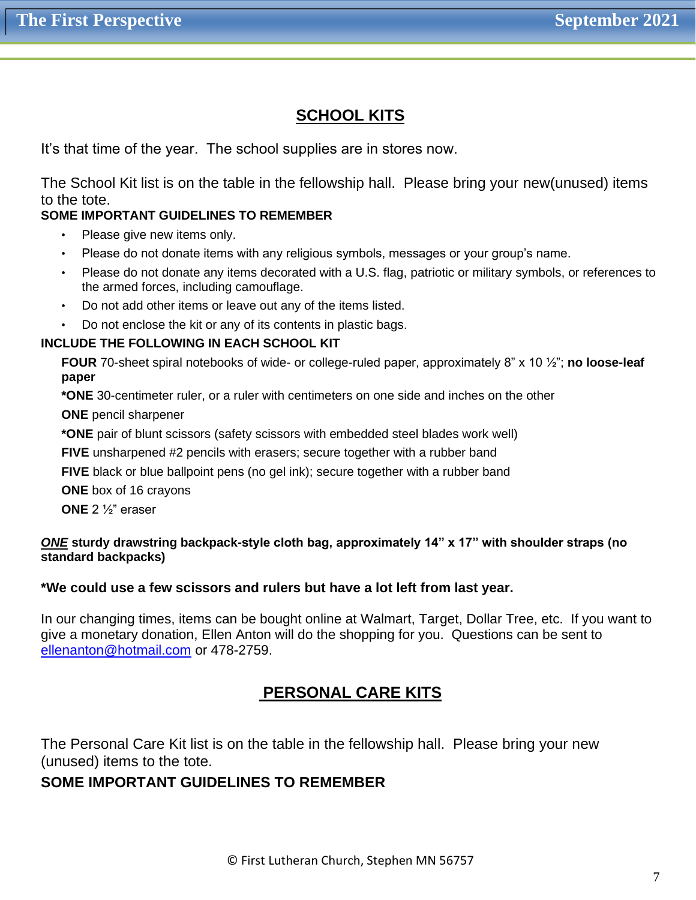## SCHOOL KITS

It's that time of the year.  The school supplies are in stores now.

The School Kit list is on the table in the fellowship hall.  Please bring your new(unused) items to the tote.

**SOME IMPORTANT GUIDELINES TO REMEMBER**

- Please give new items only.
- Please do not donate items with any religious symbols, messages or your group's name.
- Please do not donate any items decorated with a U.S. flag, patriotic or military symbols, or references to the armed forces, including camouflage.
- Do not add other items or leave out any of the items listed.
- Do not enclose the kit or any of its contents in plastic bags.

**INCLUDE THE FOLLOWING IN EACH SCHOOL KIT**

**FOUR** 70-sheet spiral notebooks of wide- or college-ruled paper, approximately 8" x 10 ½"; **no loose-leaf paper**

***ONE** 30-centimeter ruler, or a ruler with centimeters on one side and inches on the other

**ONE** pencil sharpener

***ONE** pair of blunt scissors (safety scissors with embedded steel blades work well)

**FIVE** unsharpened #2 pencils with erasers; secure together with a rubber band

**FIVE** black or blue ballpoint pens (no gel ink); secure together with a rubber band

**ONE** box of 16 crayons

**ONE** 2 ½" eraser

***ONE*** **sturdy drawstring backpack-style cloth bag, approximately 14" x 17" with shoulder straps (no standard backpacks)**

**\*We could use a few scissors and rulers but have a lot left from last year.**

In our changing times, items can be bought online at Walmart, Target, Dollar Tree, etc.  If you want to give a monetary donation, Ellen Anton will do the shopping for you.  Questions can be sent to ellenanton@hotmail.com or 478-2759.

## PERSONAL CARE KITS

The Personal Care Kit list is on the table in the fellowship hall.  Please bring your new (unused) items to the tote.

**SOME IMPORTANT GUIDELINES TO REMEMBER**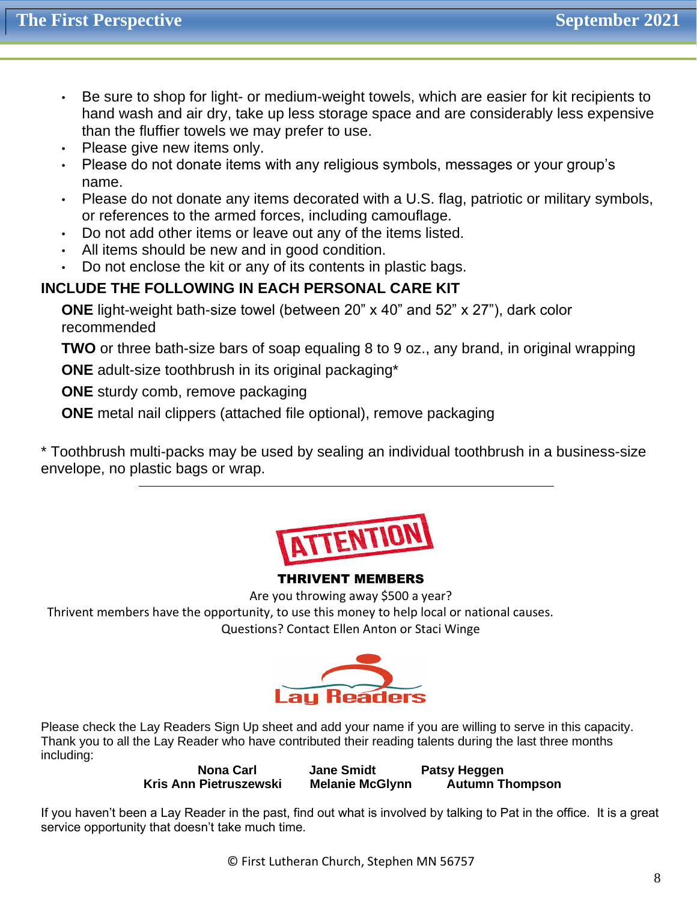- Be sure to shop for light- or medium-weight towels, which are easier for kit recipients to hand wash and air dry, take up less storage space and are considerably less expensive than the fluffier towels we may prefer to use.
- Please give new items only.
- Please do not donate items with any religious symbols, messages or your group's name.
- Please do not donate any items decorated with a U.S. flag, patriotic or military symbols, or references to the armed forces, including camouflage.
- Do not add other items or leave out any of the items listed.
- All items should be new and in good condition.
- Do not enclose the kit or any of its contents in plastic bags.

**INCLUDE THE FOLLOWING IN EACH PERSONAL CARE KIT**

**ONE** light-weight bath-size towel (between 20" x 40" and 52" x 27"), dark color recommended

**TWO** or three bath-size bars of soap equaling 8 to 9 oz., any brand, in original wrapping

**ONE** adult-size toothbrush in its original packaging*

**ONE** sturdy comb, remove packaging

**ONE** metal nail clippers (attached file optional), remove packaging

* Toothbrush multi-packs may be used by sealing an individual toothbrush in a business-size envelope, no plastic bags or wrap.

---

ATTENTION

**THRIVENT MEMBERS**

Are you throwing away $500 a year?

Thrivent members have the opportunity, to use this money to help local or national causes.

Questions? Contact Ellen Anton or Staci Winge

Lay Readers

Please check the Lay Readers Sign Up sheet and add your name if you are willing to serve in this capacity. Thank you to all the Lay Reader who have contributed their reading talents during the last three months including:

**Nona Carl** **Jane Smidt** **Patsy Heggen**
**Kris Ann Pietruszewski** **Melanie McGlynn** **Autumn Thompson**

If you haven't been a Lay Reader in the past, find out what is involved by talking to Pat in the office. It is a great service opportunity that doesn't take much time.

© First Lutheran Church, Stephen MN 56757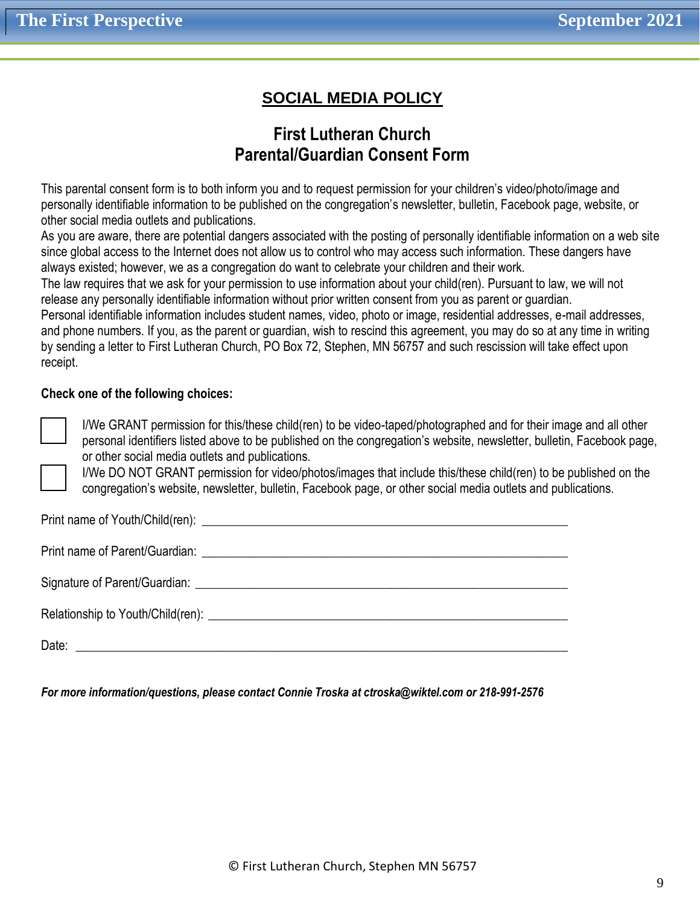## SOCIAL MEDIA POLICY

### First Lutheran Church
### Parental/Guardian Consent Form

This parental consent form is to both inform you and to request permission for your children's video/photo/image and personally identifiable information to be published on the congregation's newsletter, bulletin, Facebook page, website, or other social media outlets and publications.

As you are aware, there are potential dangers associated with the posting of personally identifiable information on a web site since global access to the Internet does not allow us to control who may access such information. These dangers have always existed; however, we as a congregation do want to celebrate your children and their work.

The law requires that we ask for your permission to use information about your child(ren). Pursuant to law, we will not release any personally identifiable information without prior written consent from you as parent or guardian.

Personal identifiable information includes student names, video, photo or image, residential addresses, e-mail addresses, and phone numbers. If you, as the parent or guardian, wish to rescind this agreement, you may do so at any time in writing by sending a letter to First Lutheran Church, PO Box 72, Stephen, MN 56757 and such rescission will take effect upon receipt.

**Check one of the following choices:**

☐ I/We GRANT permission for this/these child(ren) to be video-taped/photographed and for their image and all other personal identifiers listed above to be published on the congregation's website, newsletter, bulletin, Facebook page, or other social media outlets and publications.

☐ I/We DO NOT GRANT permission for video/photos/images that include this/these child(ren) to be published on the congregation's website, newsletter, bulletin, Facebook page, or other social media outlets and publications.

Print name of Youth/Child(ren): ____________________________________________________________

Print name of Parent/Guardian: ____________________________________________________________

Signature of Parent/Guardian: _____________________________________________________________

Relationship to Youth/Child(ren): __________________________________________________________

Date: ______________________________________________________________________________

***For more information/questions, please contact Connie Troska at ctroska@wiktel.com or 218-991-2576***

© First Lutheran Church, Stephen MN 56757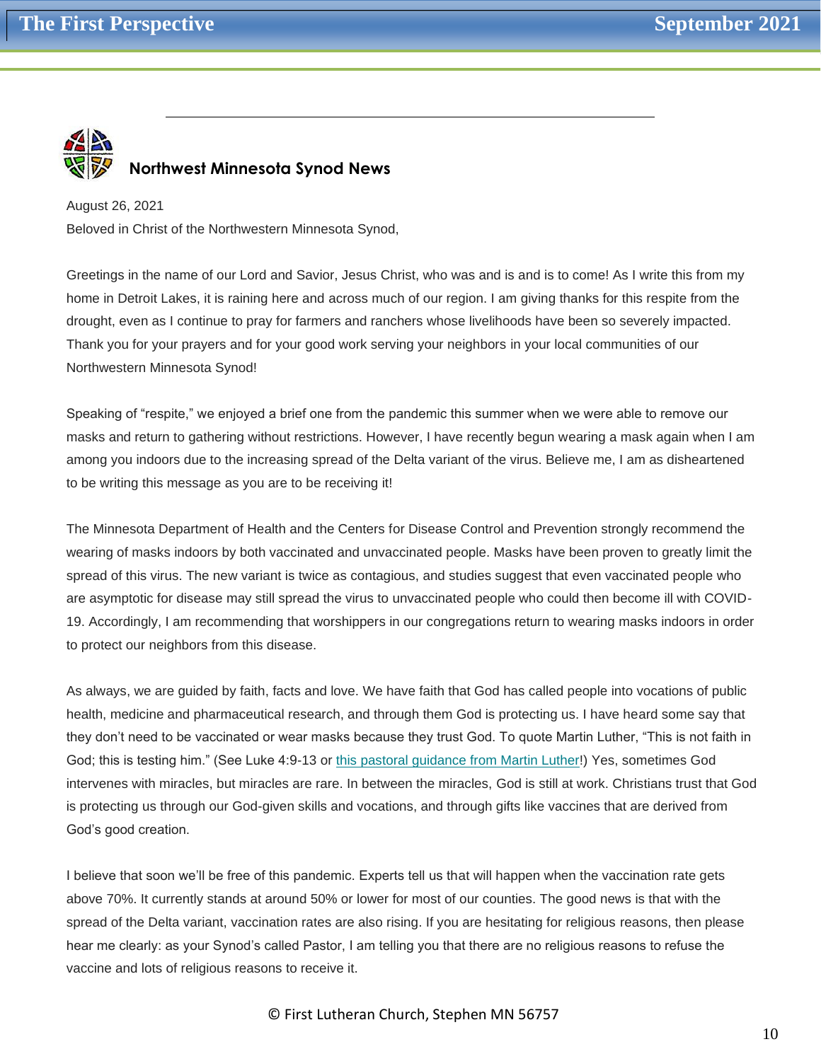## Northwest Minnesota Synod News

August 26, 2021

Beloved in Christ of the Northwestern Minnesota Synod,

Greetings in the name of our Lord and Savior, Jesus Christ, who was and is and is to come! As I write this from my home in Detroit Lakes, it is raining here and across much of our region. I am giving thanks for this respite from the drought, even as I continue to pray for farmers and ranchers whose livelihoods have been so severely impacted. Thank you for your prayers and for your good work serving your neighbors in your local communities of our Northwestern Minnesota Synod!

Speaking of "respite," we enjoyed a brief one from the pandemic this summer when we were able to remove our masks and return to gathering without restrictions. However, I have recently begun wearing a mask again when I am among you indoors due to the increasing spread of the Delta variant of the virus. Believe me, I am as disheartened to be writing this message as you are to be receiving it!

The Minnesota Department of Health and the Centers for Disease Control and Prevention strongly recommend the wearing of masks indoors by both vaccinated and unvaccinated people. Masks have been proven to greatly limit the spread of this virus. The new variant is twice as contagious, and studies suggest that even vaccinated people who are asymptotic for disease may still spread the virus to unvaccinated people who could then become ill with COVID-19. Accordingly, I am recommending that worshippers in our congregations return to wearing masks indoors in order to protect our neighbors from this disease.

As always, we are guided by faith, facts and love. We have faith that God has called people into vocations of public health, medicine and pharmaceutical research, and through them God is protecting us. I have heard some say that they don't need to be vaccinated or wear masks because they trust God. To quote Martin Luther, "This is not faith in God; this is testing him." (See Luke 4:9-13 or this pastoral guidance from Martin Luther!) Yes, sometimes God intervenes with miracles, but miracles are rare. In between the miracles, God is still at work. Christians trust that God is protecting us through our God-given skills and vocations, and through gifts like vaccines that are derived from God's good creation.

I believe that soon we'll be free of this pandemic. Experts tell us that will happen when the vaccination rate gets above 70%. It currently stands at around 50% or lower for most of our counties. The good news is that with the spread of the Delta variant, vaccination rates are also rising. If you are hesitating for religious reasons, then please hear me clearly: as your Synod's called Pastor, I am telling you that there are no religious reasons to refuse the vaccine and lots of religious reasons to receive it.

© First Lutheran Church, Stephen MN 56757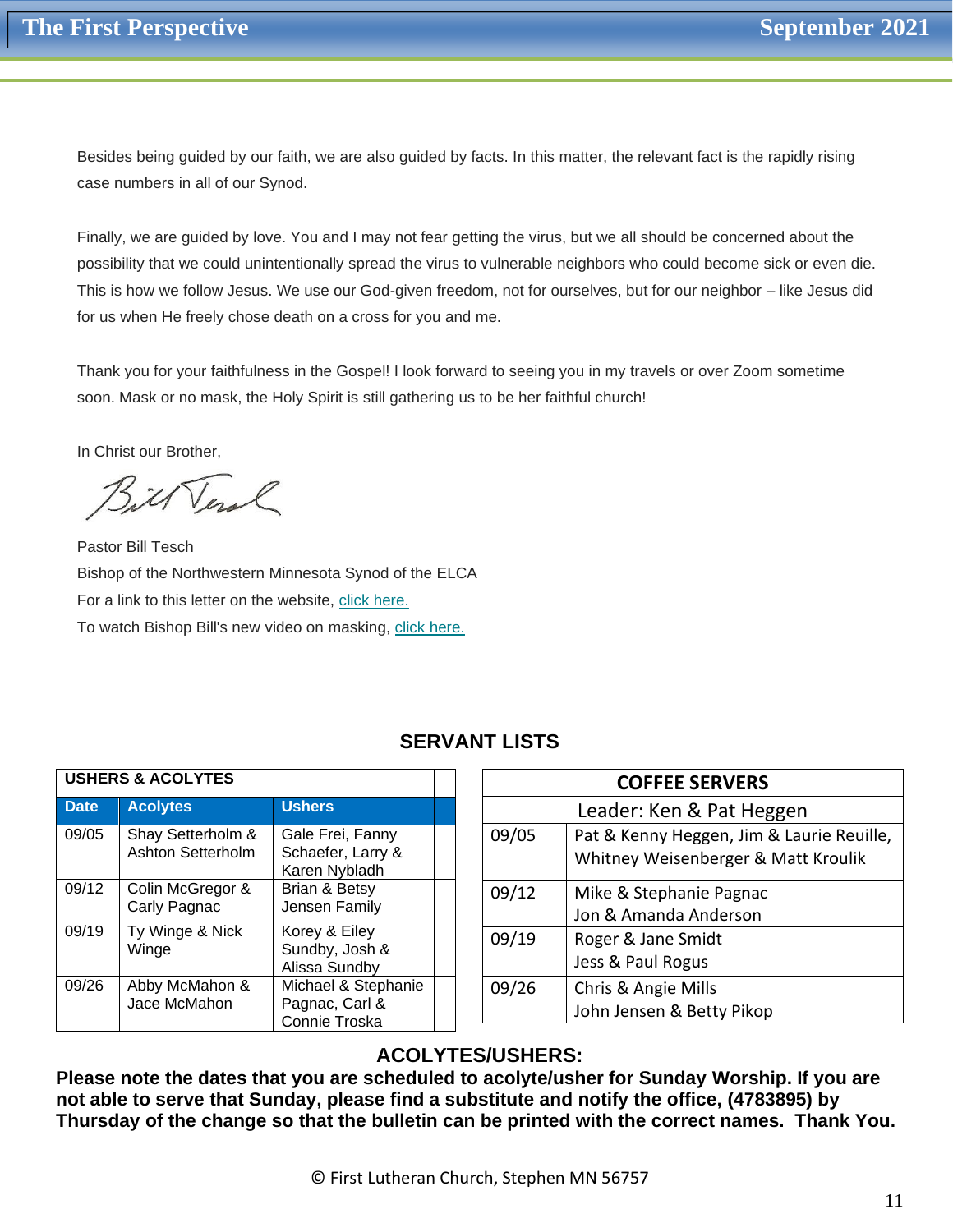Besides being guided by our faith, we are also guided by facts. In this matter, the relevant fact is the rapidly rising case numbers in all of our Synod.

Finally, we are guided by love. You and I may not fear getting the virus, but we all should be concerned about the possibility that we could unintentionally spread the virus to vulnerable neighbors who could become sick or even die. This is how we follow Jesus. We use our God-given freedom, not for ourselves, but for our neighbor – like Jesus did for us when He freely chose death on a cross for you and me.

Thank you for your faithfulness in the Gospel! I look forward to seeing you in my travels or over Zoom sometime soon. Mask or no mask, the Holy Spirit is still gathering us to be her faithful church!

In Christ our Brother,

Pastor Bill Tesch
Bishop of the Northwestern Minnesota Synod of the ELCA
For a link to this letter on the website, click here.
To watch Bishop Bill's new video on masking, click here.

## SERVANT LISTS

**USHERS & ACOLYTES**

| Date | Acolytes | Ushers |
|---|---|---|
| 09/05 | Shay Setterholm & Ashton Setterholm | Gale Frei, Fanny Schaefer, Larry & Karen Nybladh |
| 09/12 | Colin McGregor & Carly Pagnac | Brian & Betsy Jensen Family |
| 09/19 | Ty Winge & Nick Winge | Korey & Eiley Sundby, Josh & Alissa Sundby |
| 09/26 | Abby McMahon & Jace McMahon | Michael & Stephanie Pagnac, Carl & Connie Troska |

**COFFEE SERVERS**

Leader: Ken & Pat Heggen

| Date | Servers |
|---|---|
| 09/05 | Pat & Kenny Heggen, Jim & Laurie Reuille, Whitney Weisenberger & Matt Kroulik |
| 09/12 | Mike & Stephanie Pagnac<br>Jon & Amanda Anderson |
| 09/19 | Roger & Jane Smidt<br>Jess & Paul Rogus |
| 09/26 | Chris & Angie Mills<br>John Jensen & Betty Pikop |

### ACOLYTES/USHERS:

**Please note the dates that you are scheduled to acolyte/usher for Sunday Worship. If you are not able to serve that Sunday, please find a substitute and notify the office, (4783895) by Thursday of the change so that the bulletin can be printed with the correct names. Thank You.**

© First Lutheran Church, Stephen MN 56757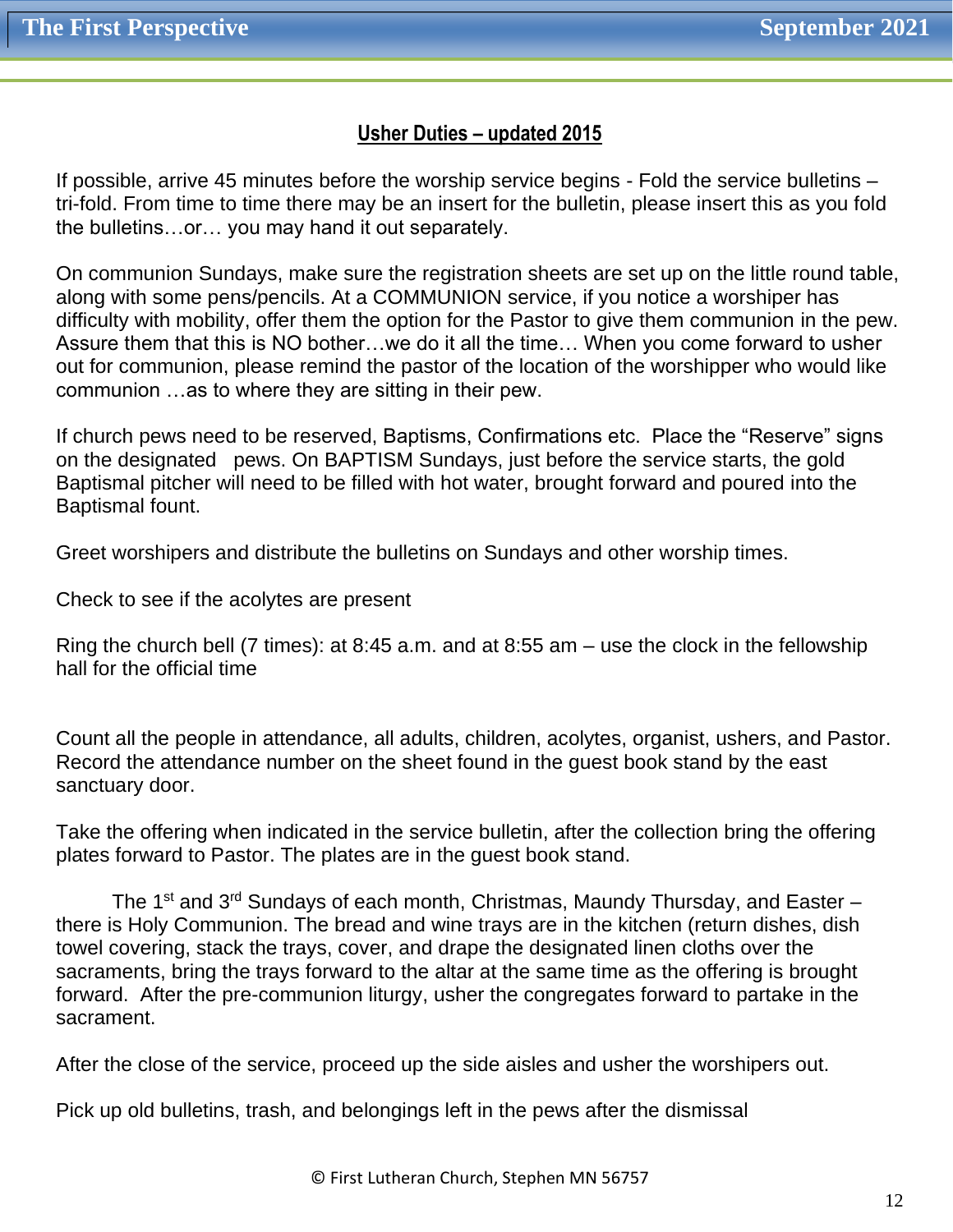## Usher Duties – updated 2015

If possible, arrive 45 minutes before the worship service begins - Fold the service bulletins – tri-fold. From time to time there may be an insert for the bulletin, please insert this as you fold the bulletins…or… you may hand it out separately.

On communion Sundays, make sure the registration sheets are set up on the little round table, along with some pens/pencils. At a COMMUNION service, if you notice a worshiper has difficulty with mobility, offer them the option for the Pastor to give them communion in the pew. Assure them that this is NO bother…we do it all the time… When you come forward to usher out for communion, please remind the pastor of the location of the worshipper who would like communion …as to where they are sitting in their pew.

If church pews need to be reserved, Baptisms, Confirmations etc. Place the "Reserve" signs on the designated pews. On BAPTISM Sundays, just before the service starts, the gold Baptismal pitcher will need to be filled with hot water, brought forward and poured into the Baptismal fount.

Greet worshipers and distribute the bulletins on Sundays and other worship times.

Check to see if the acolytes are present

Ring the church bell (7 times): at 8:45 a.m. and at 8:55 am – use the clock in the fellowship hall for the official time

Count all the people in attendance, all adults, children, acolytes, organist, ushers, and Pastor. Record the attendance number on the sheet found in the guest book stand by the east sanctuary door.

Take the offering when indicated in the service bulletin, after the collection bring the offering plates forward to Pastor. The plates are in the guest book stand.

The 1st and 3rd Sundays of each month, Christmas, Maundy Thursday, and Easter – there is Holy Communion. The bread and wine trays are in the kitchen (return dishes, dish towel covering, stack the trays, cover, and drape the designated linen cloths over the sacraments, bring the trays forward to the altar at the same time as the offering is brought forward. After the pre-communion liturgy, usher the congregates forward to partake in the sacrament.

After the close of the service, proceed up the side aisles and usher the worshipers out.

Pick up old bulletins, trash, and belongings left in the pews after the dismissal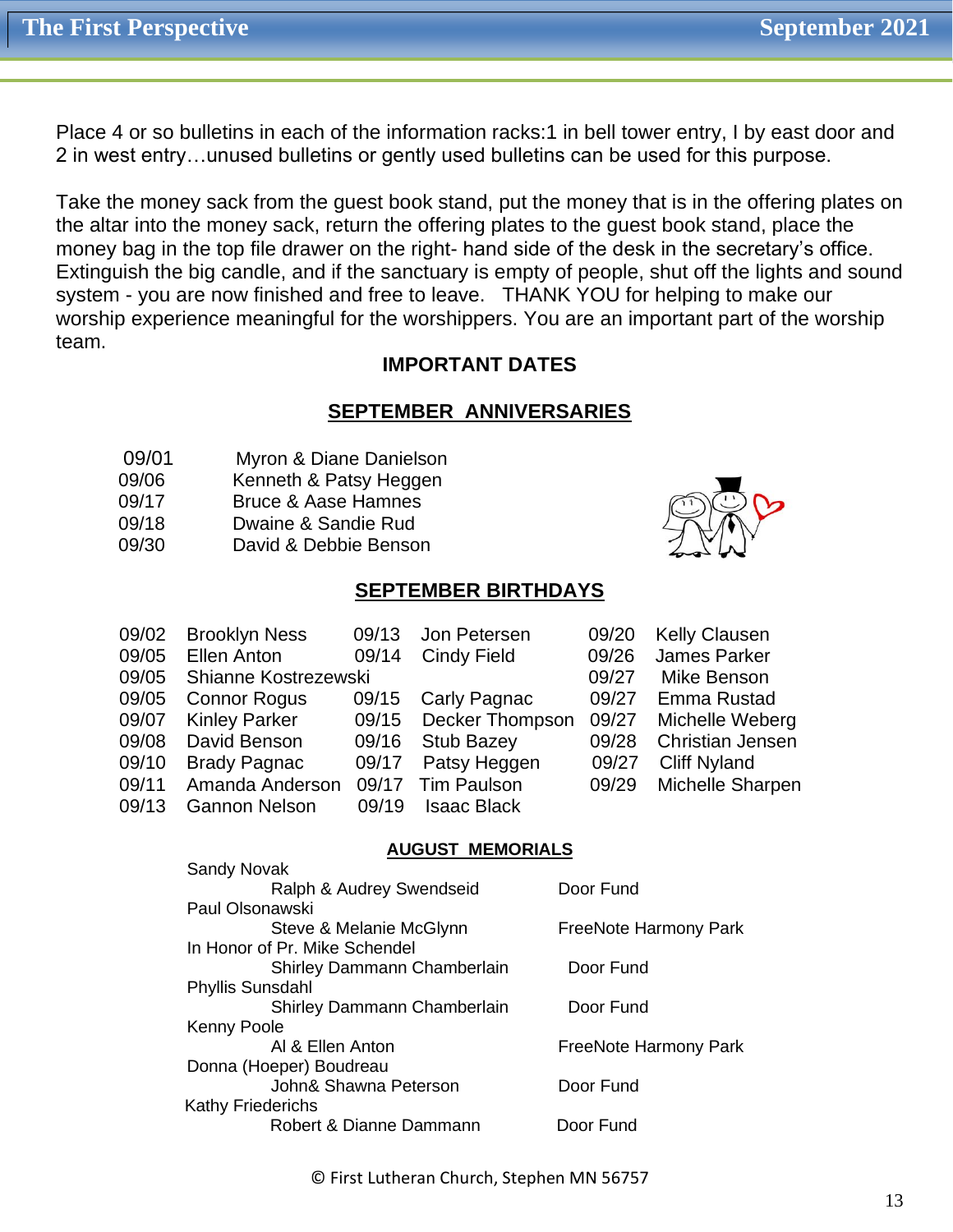Place 4 or so bulletins in each of the information racks:1 in bell tower entry, I by east door and 2 in west entry…unused bulletins or gently used bulletins can be used for this purpose.

Take the money sack from the guest book stand, put the money that is in the offering plates on the altar into the money sack, return the offering plates to the guest book stand, place the money bag in the top file drawer on the right- hand side of the desk in the secretary's office. Extinguish the big candle, and if the sanctuary is empty of people, shut off the lights and sound system - you are now finished and free to leave. THANK YOU for helping to make our worship experience meaningful for the worshippers. You are an important part of the worship team.

## IMPORTANT DATES

### SEPTEMBER ANNIVERSARIES

| | |
|---|---|
| 09/01 | Myron & Diane Danielson |
| 09/06 | Kenneth & Patsy Heggen |
| 09/17 | Bruce & Aase Hamnes |
| 09/18 | Dwaine & Sandie Rud |
| 09/30 | David & Debbie Benson |

### SEPTEMBER BIRTHDAYS

| | | | | | |
|---|---|---|---|---|---|
| 09/02 | Brooklyn Ness | 09/13 | Jon Petersen | 09/20 | Kelly Clausen |
| 09/05 | Ellen Anton | 09/14 | Cindy Field | 09/26 | James Parker |
| 09/05 | Shianne Kostrezewski | | | 09/27 | Mike Benson |
| 09/05 | Connor Rogus | 09/15 | Carly Pagnac | 09/27 | Emma Rustad |
| 09/07 | Kinley Parker | 09/15 | Decker Thompson | 09/27 | Michelle Weberg |
| 09/08 | David Benson | 09/16 | Stub Bazey | 09/28 | Christian Jensen |
| 09/10 | Brady Pagnac | 09/17 | Patsy Heggen | 09/27 | Cliff Nyland |
| 09/11 | Amanda Anderson | 09/17 | Tim Paulson | 09/29 | Michelle Sharpen |
| 09/13 | Gannon Nelson | 09/19 | Isaac Black | | |

### AUGUST MEMORIALS

Sandy Novak
- Ralph & Audrey Swendseid — Door Fund

Paul Olsonawski
- Steve & Melanie McGlynn — FreeNote Harmony Park

In Honor of Pr. Mike Schendel
- Shirley Dammann Chamberlain — Door Fund

Phyllis Sunsdahl
- Shirley Dammann Chamberlain — Door Fund

Kenny Poole
- Al & Ellen Anton — FreeNote Harmony Park

Donna (Hoeper) Boudreau
- John& Shawna Peterson — Door Fund

Kathy Friederichs
- Robert & Dianne Dammann — Door Fund

© First Lutheran Church, Stephen MN 56757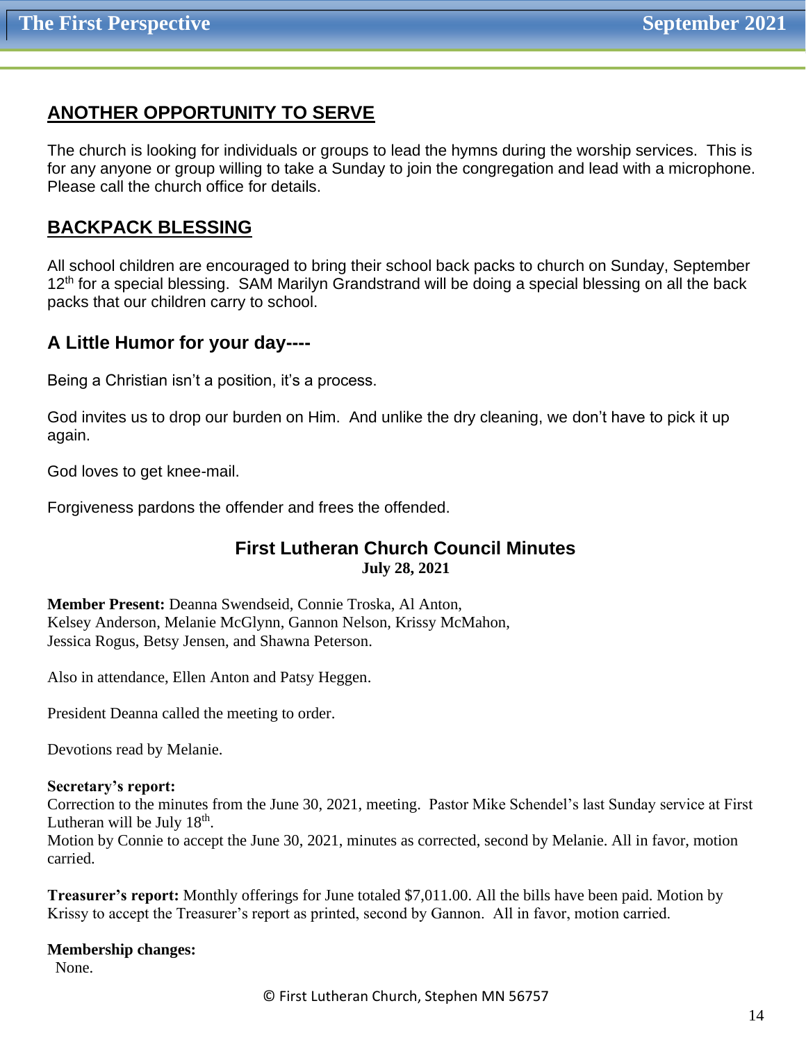## ANOTHER OPPORTUNITY TO SERVE

The church is looking for individuals or groups to lead the hymns during the worship services. This is for any anyone or group willing to take a Sunday to join the congregation and lead with a microphone. Please call the church office for details.

## BACKPACK BLESSING

All school children are encouraged to bring their school back packs to church on Sunday, September 12th for a special blessing. SAM Marilyn Grandstrand will be doing a special blessing on all the back packs that our children carry to school.

## A Little Humor for your day----

Being a Christian isn't a position, it's a process.

God invites us to drop our burden on Him. And unlike the dry cleaning, we don't have to pick it up again.

God loves to get knee-mail.

Forgiveness pardons the offender and frees the offended.

## First Lutheran Church Council Minutes

**July 28, 2021**

**Member Present:** Deanna Swendseid, Connie Troska, Al Anton, Kelsey Anderson, Melanie McGlynn, Gannon Nelson, Krissy McMahon, Jessica Rogus, Betsy Jensen, and Shawna Peterson.

Also in attendance, Ellen Anton and Patsy Heggen.

President Deanna called the meeting to order.

Devotions read by Melanie.

**Secretary's report:**
Correction to the minutes from the June 30, 2021, meeting. Pastor Mike Schendel's last Sunday service at First Lutheran will be July 18th.
Motion by Connie to accept the June 30, 2021, minutes as corrected, second by Melanie. All in favor, motion carried.

**Treasurer's report:** Monthly offerings for June totaled $7,011.00. All the bills have been paid. Motion by Krissy to accept the Treasurer's report as printed, second by Gannon. All in favor, motion carried.

**Membership changes:**
None.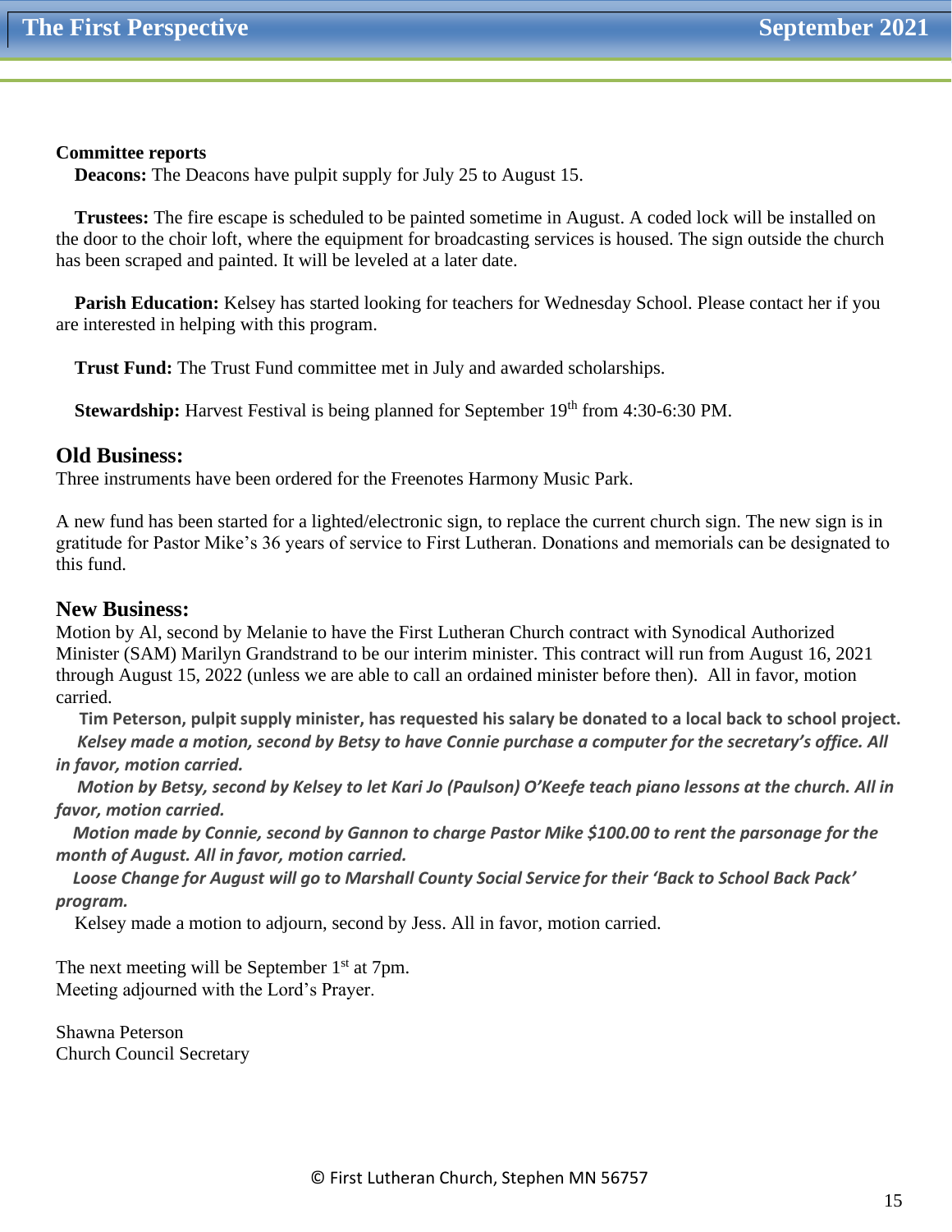**Committee reports**

**Deacons:** The Deacons have pulpit supply for July 25 to August 15.

**Trustees:** The fire escape is scheduled to be painted sometime in August. A coded lock will be installed on the door to the choir loft, where the equipment for broadcasting services is housed. The sign outside the church has been scraped and painted. It will be leveled at a later date.

**Parish Education:** Kelsey has started looking for teachers for Wednesday School. Please contact her if you are interested in helping with this program.

**Trust Fund:** The Trust Fund committee met in July and awarded scholarships.

**Stewardship:** Harvest Festival is being planned for September 19th from 4:30-6:30 PM.

## Old Business:

Three instruments have been ordered for the Freenotes Harmony Music Park.

A new fund has been started for a lighted/electronic sign, to replace the current church sign. The new sign is in gratitude for Pastor Mike's 36 years of service to First Lutheran. Donations and memorials can be designated to this fund.

## New Business:

Motion by Al, second by Melanie to have the First Lutheran Church contract with Synodical Authorized Minister (SAM) Marilyn Grandstrand to be our interim minister. This contract will run from August 16, 2021 through August 15, 2022 (unless we are able to call an ordained minister before then). All in favor, motion carried.

**Tim Peterson, pulpit supply minister, has requested his salary be donated to a local back to school project.**

***Kelsey made a motion, second by Betsy to have Connie purchase a computer for the secretary's office. All in favor, motion carried.***

***Motion by Betsy, second by Kelsey to let Kari Jo (Paulson) O'Keefe teach piano lessons at the church. All in favor, motion carried.***

***Motion made by Connie, second by Gannon to charge Pastor Mike $100.00 to rent the parsonage for the month of August. All in favor, motion carried.***

***Loose Change for August will go to Marshall County Social Service for their 'Back to School Back Pack' program.***

Kelsey made a motion to adjourn, second by Jess. All in favor, motion carried.

The next meeting will be September 1st at 7pm.
Meeting adjourned with the Lord's Prayer.

Shawna Peterson
Church Council Secretary

© First Lutheran Church, Stephen MN 56757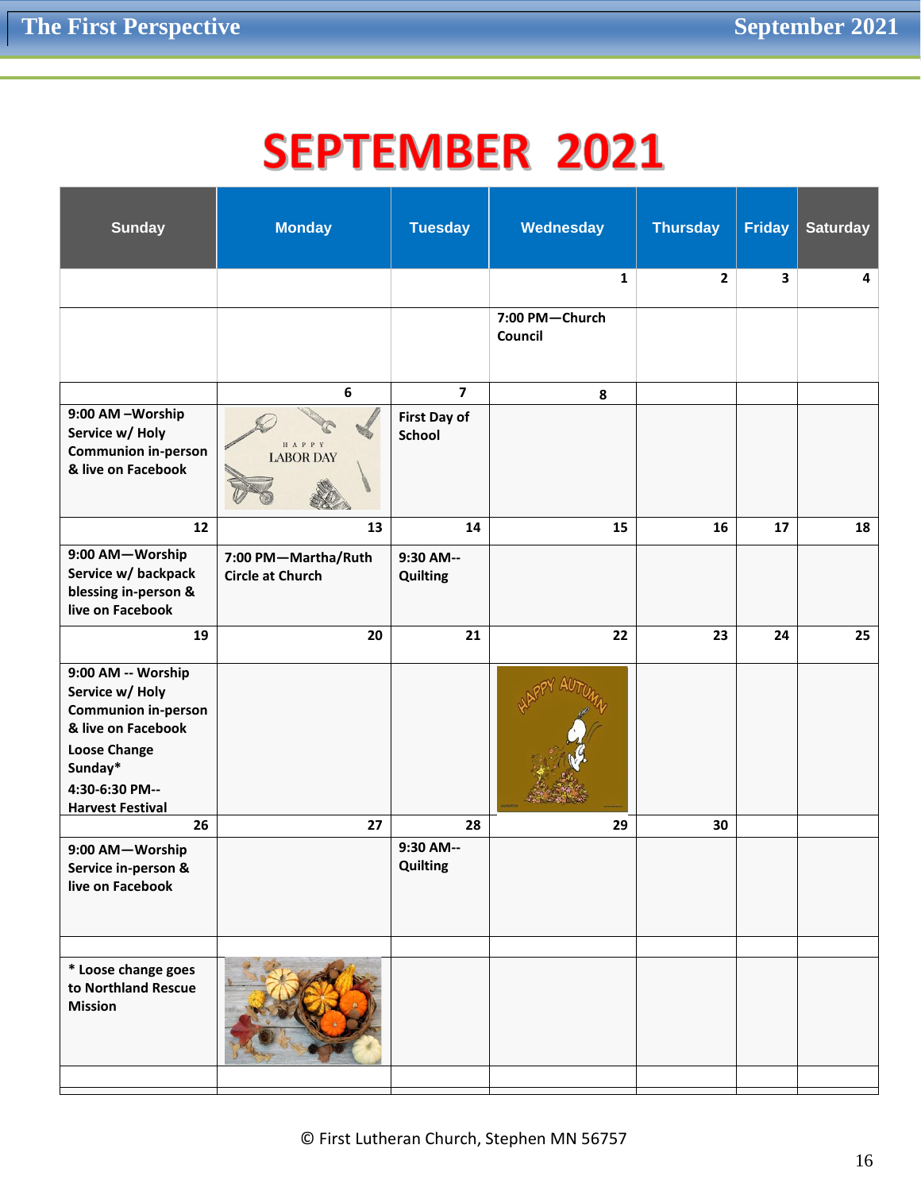# SEPTEMBER 2021

| Sunday | Monday | Tuesday | Wednesday | Thursday | Friday | Saturday |
|---|---|---|---|---|---|---|
| | | | 1 | 2 | 3 | 4 |
| | | | 7:00 PM—Church Council | | | |
| | 6 | 7 | 8 | | | |
| 9:00 AM –Worship Service w/ Holy Communion in-person & live on Facebook | HAPPY LABOR DAY | First Day of School | | | | |
| 12 | 13 | 14 | 15 | 16 | 17 | 18 |
| 9:00 AM—Worship Service w/ backpack blessing in-person & live on Facebook | 7:00 PM—Martha/Ruth Circle at Church | 9:30 AM-- Quilting | | | | |
| 19 | 20 | 21 | 22 | 23 | 24 | 25 |
| 9:00 AM -- Worship Service w/ Holy Communion in-person & live on Facebook<br>Loose Change Sunday*<br>4:30-6:30 PM-- Harvest Festival | | | HAPPY AUTUMN | | | |
| 26 | 27 | 28 | 29 | 30 | | |
| 9:00 AM—Worship Service in-person & live on Facebook | | 9:30 AM-- Quilting | | | | |
| | | | | | | |
| * Loose change goes to Northland Rescue Mission | | | | | | |

© First Lutheran Church, Stephen MN 56757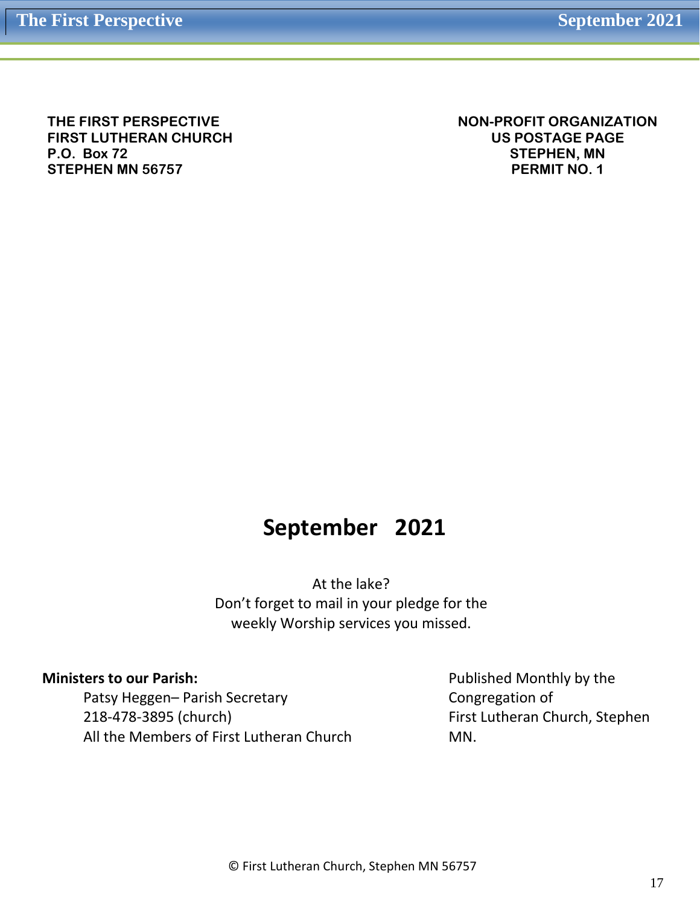**THE FIRST PERSPECTIVE**
**FIRST LUTHERAN CHURCH**
**P.O. Box 72**
**STEPHEN MN 56757**

**NON-PROFIT ORGANIZATION**
**US POSTAGE PAGE**
**STEPHEN, MN**
**PERMIT NO. 1**

# September 2021

At the lake?
Don't forget to mail in your pledge for the
weekly Worship services you missed.

**Ministers to our Parish:**
Patsy Heggen– Parish Secretary
218-478-3895 (church)
All the Members of First Lutheran Church

Published Monthly by the Congregation of First Lutheran Church, Stephen MN.

© First Lutheran Church, Stephen MN 56757